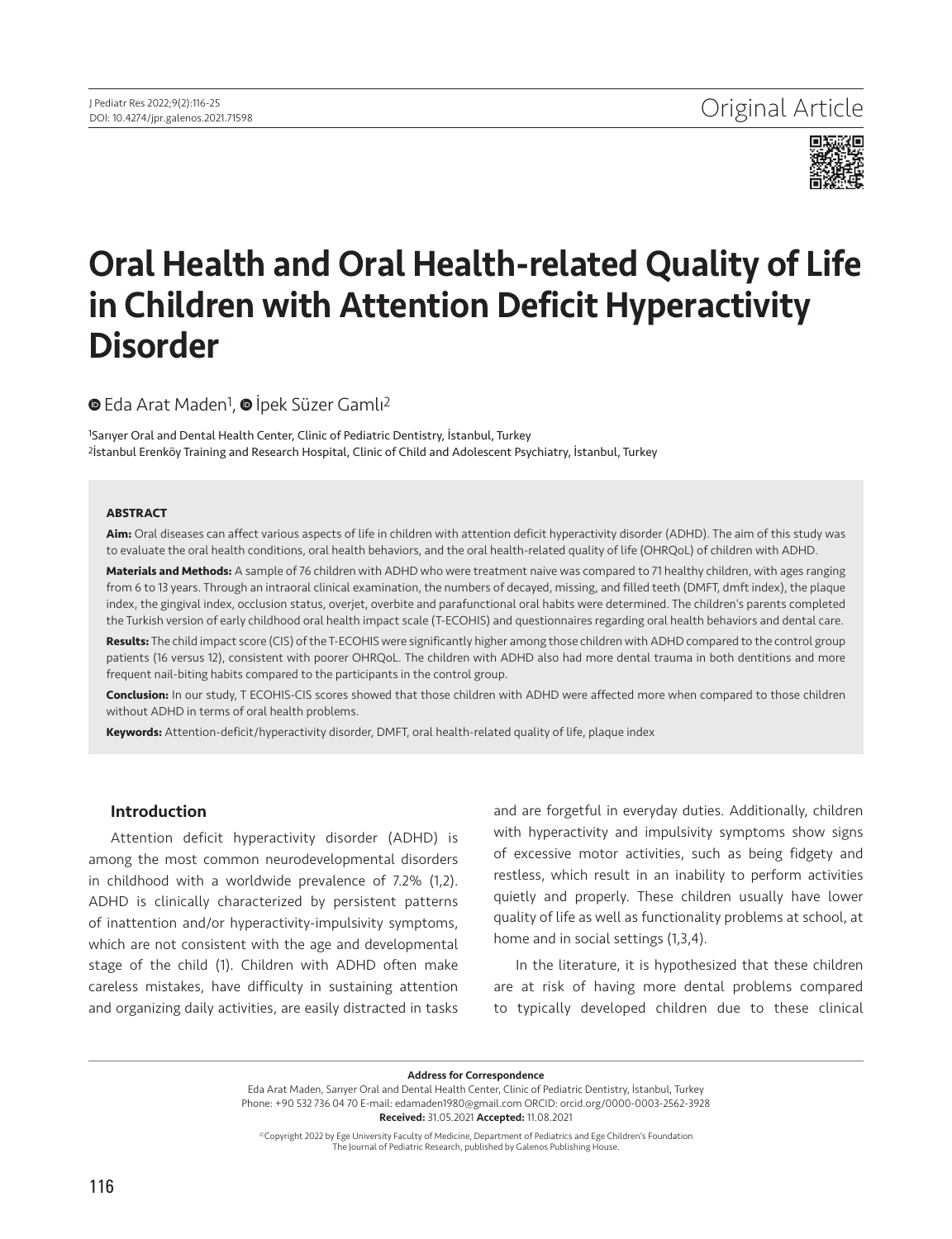Original Article

# Oral Health and Oral Health-related Quality of Life in Children with Attention Deficit Hyperactivity Disorder

Eda Arat Maden[1], İpek Süzer Gamlı[2]

[1]Sarıyer Oral and Dental Health Center, Clinic of Pediatric Dentistry, İstanbul, Turkey
[2]İstanbul Erenköy Training and Research Hospital, Clinic of Child and Adolescent Psychiatry, İstanbul, Turkey

### ABSTRACT

**Aim:** Oral diseases can affect various aspects of life in children with attention deficit hyperactivity disorder (ADHD). The aim of this study was to evaluate the oral health conditions, oral health behaviors, and the oral health-related quality of life (OHRQoL) of children with ADHD.

**Materials and Methods:** A sample of 76 children with ADHD who were treatment naive was compared to 71 healthy children, with ages ranging from 6 to 13 years. Through an intraoral clinical examination, the numbers of decayed, missing, and filled teeth (DMFT, dmft index), the plaque index, the gingival index, occlusion status, overjet, overbite and parafunctional oral habits were determined. The children's parents completed the Turkish version of early childhood oral health impact scale (T-ECOHIS) and questionnaires regarding oral health behaviors and dental care.

**Results:** The child impact score (CIS) of the T-ECOHIS were significantly higher among those children with ADHD compared to the control group patients (16 versus 12), consistent with poorer OHRQoL. The children with ADHD also had more dental trauma in both dentitions and more frequent nail-biting habits compared to the participants in the control group.

**Conclusion:** In our study, T ECOHIS-CIS scores showed that those children with ADHD were affected more when compared to those children without ADHD in terms of oral health problems.

**Keywords:** Attention-deficit/hyperactivity disorder, DMFT, oral health-related quality of life, plaque index

## Introduction

Attention deficit hyperactivity disorder (ADHD) is among the most common neurodevelopmental disorders in childhood with a worldwide prevalence of 7.2% (1,2). ADHD is clinically characterized by persistent patterns of inattention and/or hyperactivity-impulsivity symptoms, which are not consistent with the age and developmental stage of the child (1). Children with ADHD often make careless mistakes, have difficulty in sustaining attention and organizing daily activities, are easily distracted in tasks and are forgetful in everyday duties. Additionally, children with hyperactivity and impulsivity symptoms show signs of excessive motor activities, such as being fidgety and restless, which result in an inability to perform activities quietly and properly. These children usually have lower quality of life as well as functionality problems at school, at home and in social settings (1,3,4).

In the literature, it is hypothesized that these children are at risk of having more dental problems compared to typically developed children due to these clinical

**Address for Correspondence**
Eda Arat Maden, Sarıyer Oral and Dental Health Center, Clinic of Pediatric Dentistry, İstanbul, Turkey
Phone: +90 532 736 04 70 E-mail: edamaden1980@gmail.com ORCID: orcid.org/0000-0003-2562-3928
**Received:** 31.05.2021 **Accepted:** 11.08.2021

©Copyright 2022 by Ege University Faculty of Medicine, Department of Pediatrics and Ege Children's Foundation
The Journal of Pediatric Research, published by Galenos Publishing House.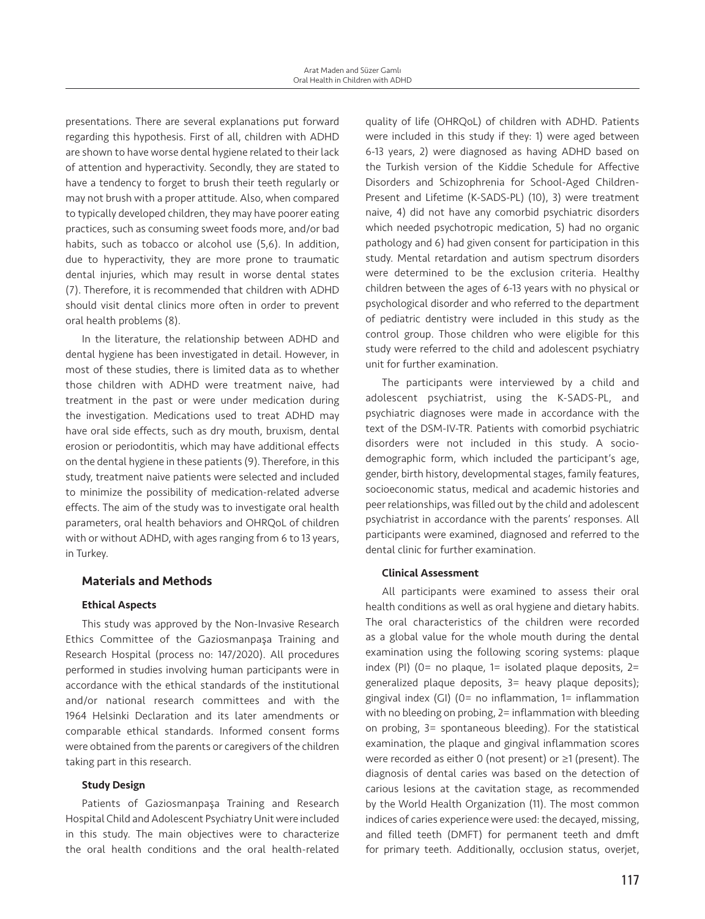presentations. There are several explanations put forward regarding this hypothesis. First of all, children with ADHD are shown to have worse dental hygiene related to their lack of attention and hyperactivity. Secondly, they are stated to have a tendency to forget to brush their teeth regularly or may not brush with a proper attitude. Also, when compared to typically developed children, they may have poorer eating practices, such as consuming sweet foods more, and/or bad habits, such as tobacco or alcohol use (5,6). In addition, due to hyperactivity, they are more prone to traumatic dental injuries, which may result in worse dental states (7). Therefore, it is recommended that children with ADHD should visit dental clinics more often in order to prevent oral health problems (8).

In the literature, the relationship between ADHD and dental hygiene has been investigated in detail. However, in most of these studies, there is limited data as to whether those children with ADHD were treatment naive, had treatment in the past or were under medication during the investigation. Medications used to treat ADHD may have oral side effects, such as dry mouth, bruxism, dental erosion or periodontitis, which may have additional effects on the dental hygiene in these patients (9). Therefore, in this study, treatment naive patients were selected and included to minimize the possibility of medication-related adverse effects. The aim of the study was to investigate oral health parameters, oral health behaviors and OHRQoL of children with or without ADHD, with ages ranging from 6 to 13 years, in Turkey.

## Materials and Methods

### Ethical Aspects

This study was approved by the Non-Invasive Research Ethics Committee of the Gaziosmanpaşa Training and Research Hospital (process no: 147/2020). All procedures performed in studies involving human participants were in accordance with the ethical standards of the institutional and/or national research committees and with the 1964 Helsinki Declaration and its later amendments or comparable ethical standards. Informed consent forms were obtained from the parents or caregivers of the children taking part in this research.

### Study Design

Patients of Gaziosmanpaşa Training and Research Hospital Child and Adolescent Psychiatry Unit were included in this study. The main objectives were to characterize the oral health conditions and the oral health-related quality of life (OHRQoL) of children with ADHD. Patients were included in this study if they: 1) were aged between 6-13 years, 2) were diagnosed as having ADHD based on the Turkish version of the Kiddie Schedule for Affective Disorders and Schizophrenia for School-Aged Children-Present and Lifetime (K-SADS-PL) (10), 3) were treatment naive, 4) did not have any comorbid psychiatric disorders which needed psychotropic medication, 5) had no organic pathology and 6) had given consent for participation in this study. Mental retardation and autism spectrum disorders were determined to be the exclusion criteria. Healthy children between the ages of 6-13 years with no physical or psychological disorder and who referred to the department of pediatric dentistry were included in this study as the control group. Those children who were eligible for this study were referred to the child and adolescent psychiatry unit for further examination.

The participants were interviewed by a child and adolescent psychiatrist, using the K-SADS-PL, and psychiatric diagnoses were made in accordance with the text of the DSM-IV-TR. Patients with comorbid psychiatric disorders were not included in this study. A socio-demographic form, which included the participant's age, gender, birth history, developmental stages, family features, socioeconomic status, medical and academic histories and peer relationships, was filled out by the child and adolescent psychiatrist in accordance with the parents' responses. All participants were examined, diagnosed and referred to the dental clinic for further examination.

### Clinical Assessment

All participants were examined to assess their oral health conditions as well as oral hygiene and dietary habits. The oral characteristics of the children were recorded as a global value for the whole mouth during the dental examination using the following scoring systems: plaque index (PI) (0= no plaque, 1= isolated plaque deposits, 2= generalized plaque deposits, 3= heavy plaque deposits); gingival index (GI) (0= no inflammation, 1= inflammation with no bleeding on probing, 2= inflammation with bleeding on probing, 3= spontaneous bleeding). For the statistical examination, the plaque and gingival inflammation scores were recorded as either 0 (not present) or ≥1 (present). The diagnosis of dental caries was based on the detection of carious lesions at the cavitation stage, as recommended by the World Health Organization (11). The most common indices of caries experience were used: the decayed, missing, and filled teeth (DMFT) for permanent teeth and dmft for primary teeth. Additionally, occlusion status, overjet,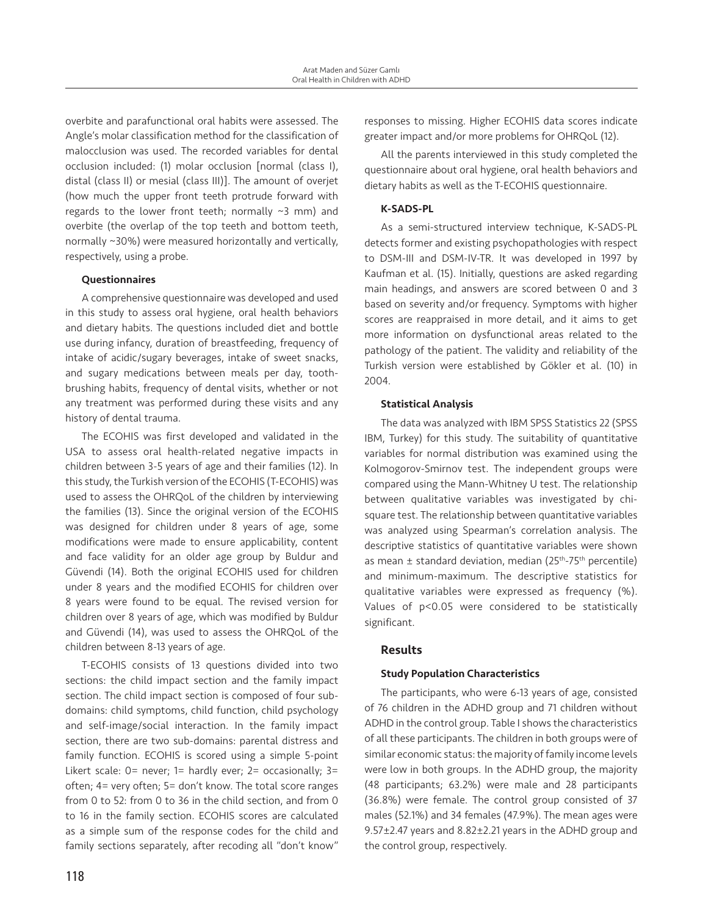overbite and parafunctional oral habits were assessed. The Angle's molar classification method for the classification of malocclusion was used. The recorded variables for dental occlusion included: (1) molar occlusion [normal (class I), distal (class II) or mesial (class III)]. The amount of overjet (how much the upper front teeth protrude forward with regards to the lower front teeth; normally ~3 mm) and overbite (the overlap of the top teeth and bottom teeth, normally ~30%) were measured horizontally and vertically, respectively, using a probe.

#### Questionnaires

A comprehensive questionnaire was developed and used in this study to assess oral hygiene, oral health behaviors and dietary habits. The questions included diet and bottle use during infancy, duration of breastfeeding, frequency of intake of acidic/sugary beverages, intake of sweet snacks, and sugary medications between meals per day, tooth-brushing habits, frequency of dental visits, whether or not any treatment was performed during these visits and any history of dental trauma.

The ECOHIS was first developed and validated in the USA to assess oral health-related negative impacts in children between 3-5 years of age and their families (12). In this study, the Turkish version of the ECOHIS (T-ECOHIS) was used to assess the OHRQoL of the children by interviewing the families (13). Since the original version of the ECOHIS was designed for children under 8 years of age, some modifications were made to ensure applicability, content and face validity for an older age group by Buldur and Güvendi (14). Both the original ECOHIS used for children under 8 years and the modified ECOHIS for children over 8 years were found to be equal. The revised version for children over 8 years of age, which was modified by Buldur and Güvendi (14), was used to assess the OHRQoL of the children between 8-13 years of age.

T-ECOHIS consists of 13 questions divided into two sections: the child impact section and the family impact section. The child impact section is composed of four sub-domains: child symptoms, child function, child psychology and self-image/social interaction. In the family impact section, there are two sub-domains: parental distress and family function. ECOHIS is scored using a simple 5-point Likert scale: 0= never; 1= hardly ever; 2= occasionally; 3= often; 4= very often; 5= don't know. The total score ranges from 0 to 52: from 0 to 36 in the child section, and from 0 to 16 in the family section. ECOHIS scores are calculated as a simple sum of the response codes for the child and family sections separately, after recoding all "don't know" responses to missing. Higher ECOHIS data scores indicate greater impact and/or more problems for OHRQoL (12).

All the parents interviewed in this study completed the questionnaire about oral hygiene, oral health behaviors and dietary habits as well as the T-ECOHIS questionnaire.

#### K-SADS-PL

As a semi-structured interview technique, K-SADS-PL detects former and existing psychopathologies with respect to DSM-III and DSM-IV-TR. It was developed in 1997 by Kaufman et al. (15). Initially, questions are asked regarding main headings, and answers are scored between 0 and 3 based on severity and/or frequency. Symptoms with higher scores are reappraised in more detail, and it aims to get more information on dysfunctional areas related to the pathology of the patient. The validity and reliability of the Turkish version were established by Gökler et al. (10) in 2004.

#### Statistical Analysis

The data was analyzed with IBM SPSS Statistics 22 (SPSS IBM, Turkey) for this study. The suitability of quantitative variables for normal distribution was examined using the Kolmogorov-Smirnov test. The independent groups were compared using the Mann-Whitney U test. The relationship between qualitative variables was investigated by chi-square test. The relationship between quantitative variables was analyzed using Spearman's correlation analysis. The descriptive statistics of quantitative variables were shown as mean ± standard deviation, median ($25^{th}$-$75^{th}$ percentile) and minimum-maximum. The descriptive statistics for qualitative variables were expressed as frequency (%). Values of $p<0.05$ were considered to be statistically significant.

## Results

#### Study Population Characteristics

The participants, who were 6-13 years of age, consisted of 76 children in the ADHD group and 71 children without ADHD in the control group. Table I shows the characteristics of all these participants. The children in both groups were of similar economic status: the majority of family income levels were low in both groups. In the ADHD group, the majority (48 participants; 63.2%) were male and 28 participants (36.8%) were female. The control group consisted of 37 males (52.1%) and 34 females (47.9%). The mean ages were 9.57±2.47 years and 8.82±2.21 years in the ADHD group and the control group, respectively.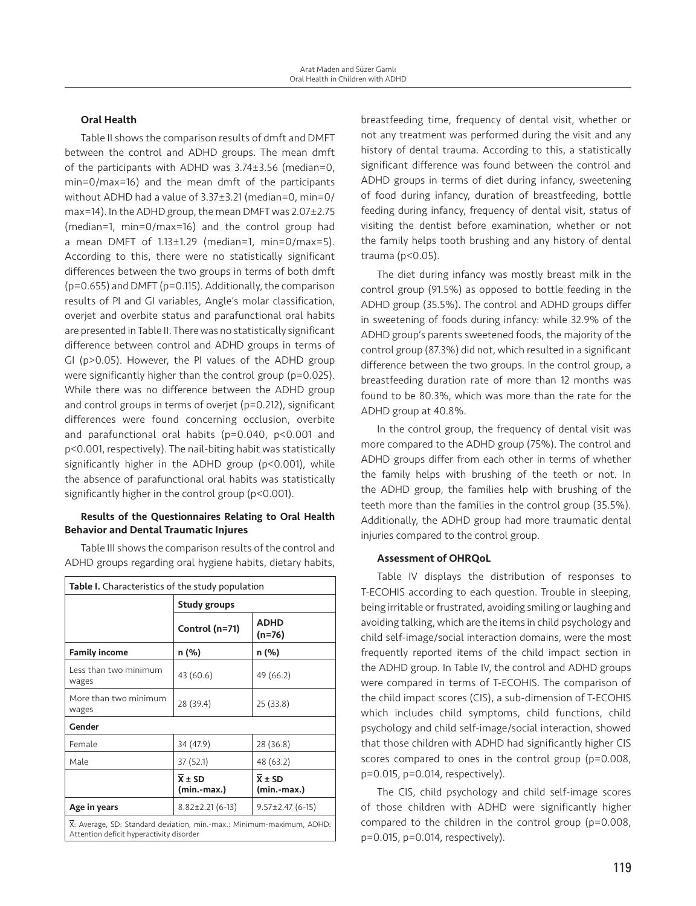### Oral Health

Table II shows the comparison results of dmft and DMFT between the control and ADHD groups. The mean dmft of the participants with ADHD was 3.74±3.56 (median=0, min=0/max=16) and the mean dmft of the participants without ADHD had a value of 3.37±3.21 (median=0, min=0/max=14). In the ADHD group, the mean DMFT was 2.07±2.75 (median=1, min=0/max=16) and the control group had a mean DMFT of 1.13±1.29 (median=1, min=0/max=5). According to this, there were no statistically significant differences between the two groups in terms of both dmft (p=0.655) and DMFT (p=0.115). Additionally, the comparison results of PI and GI variables, Angle's molar classification, overjet and overbite status and parafunctional oral habits are presented in Table II. There was no statistically significant difference between control and ADHD groups in terms of GI (p>0.05). However, the PI values of the ADHD group were significantly higher than the control group (p=0.025). While there was no difference between the ADHD group and control groups in terms of overjet (p=0.212), significant differences were found concerning occlusion, overbite and parafunctional oral habits (p=0.040, p<0.001 and p<0.001, respectively). The nail-biting habit was statistically significantly higher in the ADHD group (p<0.001), while the absence of parafunctional oral habits was statistically significantly higher in the control group (p<0.001).

### Results of the Questionnaires Relating to Oral Health Behavior and Dental Traumatic Injures

Table III shows the comparison results of the control and ADHD groups regarding oral hygiene habits, dietary habits, breastfeeding time, frequency of dental visit, whether or not any treatment was performed during the visit and any history of dental trauma. According to this, a statistically significant difference was found between the control and ADHD groups in terms of diet during infancy, sweetening of food during infancy, duration of breastfeeding, bottle feeding during infancy, frequency of dental visit, status of visiting the dentist before examination, whether or not the family helps tooth brushing and any history of dental trauma (p<0.05).

The diet during infancy was mostly breast milk in the control group (91.5%) as opposed to bottle feeding in the ADHD group (35.5%). The control and ADHD groups differ in sweetening of foods during infancy: while 32.9% of the ADHD group's parents sweetened foods, the majority of the control group (87.3%) did not, which resulted in a significant difference between the two groups. In the control group, a breastfeeding duration rate of more than 12 months was found to be 80.3%, which was more than the rate for the ADHD group at 40.8%.

In the control group, the frequency of dental visit was more compared to the ADHD group (75%). The control and ADHD groups differ from each other in terms of whether the family helps with brushing of the teeth or not. In the ADHD group, the families help with brushing of the teeth more than the families in the control group (35.5%). Additionally, the ADHD group had more traumatic dental injuries compared to the control group.

### Assessment of OHRQoL

Table IV displays the distribution of responses to T-ECOHIS according to each question. Trouble in sleeping, being irritable or frustrated, avoiding smiling or laughing and avoiding talking, which are the items in child psychology and child self-image/social interaction domains, were the most frequently reported items of the child impact section in the ADHD group. In Table IV, the control and ADHD groups were compared in terms of T-ECOHIS. The comparison of the child impact scores (CIS), a sub-dimension of T-ECOHIS which includes child symptoms, child functions, child psychology and child self-image/social interaction, showed that those children with ADHD had significantly higher CIS scores compared to ones in the control group (p=0.008, p=0.015, p=0.014, respectively).

The CIS, child psychology and child self-image scores of those children with ADHD were significantly higher compared to the children in the control group (p=0.008, p=0.015, p=0.014, respectively).

**Table I.** Characteristics of the study population

| | Study groups | |
|---|---|---|
| | Control (n=71) | ADHD (n=76) |
| **Family income** | n (%) | n (%) |
| Less than two minimum wages | 43 (60.6) | 49 (66.2) |
| More than two minimum wages | 28 (39.4) | 25 (33.8) |
| **Gender** | | |
| Female | 34 (47.9) | 28 (36.8) |
| Male | 37 (52.1) | 48 (63.2) |
| | $\overline{X}$ ± SD (min.-max.) | $\overline{X}$ ± SD (min.-max.) |
| **Age in years** | 8.82±2.21 (6-13) | 9.57±2.47 (6-15) |

$\overline{X}$: Average, SD: Standard deviation, min.-max.: Minimum-maximum, ADHD: Attention deficit hyperactivity disorder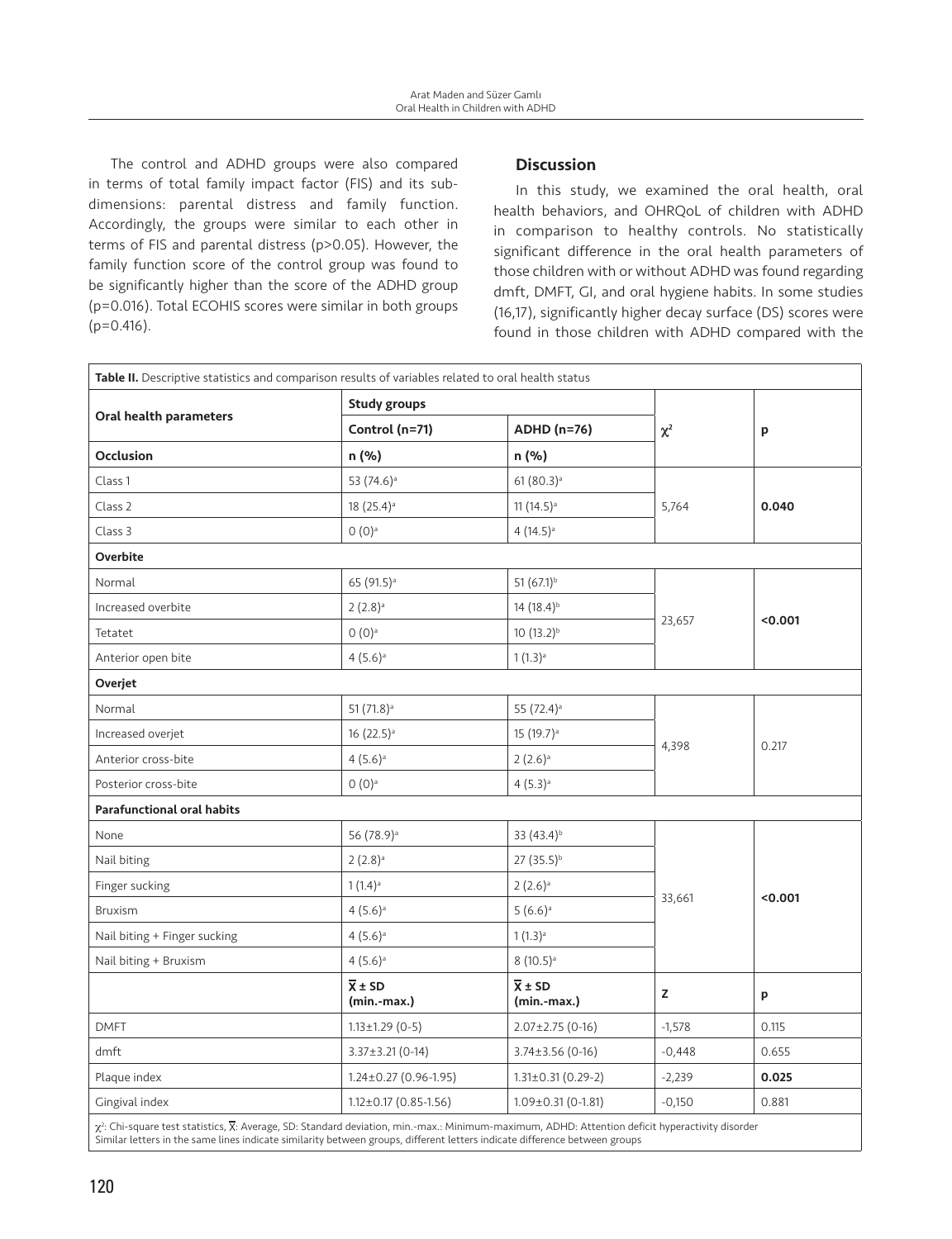The control and ADHD groups were also compared in terms of total family impact factor (FIS) and its sub-dimensions: parental distress and family function. Accordingly, the groups were similar to each other in terms of FIS and parental distress (p>0.05). However, the family function score of the control group was found to be significantly higher than the score of the ADHD group (p=0.016). Total ECOHIS scores were similar in both groups (p=0.416).

## Discussion

In this study, we examined the oral health, oral health behaviors, and OHRQoL of children with ADHD in comparison to healthy controls. No statistically significant difference in the oral health parameters of those children with or without ADHD was found regarding dmft, DMFT, GI, and oral hygiene habits. In some studies (16,17), significantly higher decay surface (DS) scores were found in those children with ADHD compared with the

**Table II.** Descriptive statistics and comparison results of variables related to oral health status

| Oral health parameters | Study groups | | | |
|---|---|---|---|---|
| | Control (n=71) | ADHD (n=76) | $\chi^2$ | p |
| **Occlusion** | n (%) | n (%) | | |
| Class 1 | 53 (74.6)[a] | 61 (80.3)[a] | 5,764 | **0.040** |
| Class 2 | 18 (25.4)[a] | 11 (14.5)[a] | | |
| Class 3 | 0 (0)[a] | 4 (14.5)[a] | | |
| **Overbite** | | | | |
| Normal | 65 (91.5)[a] | 51 (67.1)[b] | 23,657 | **<0.001** |
| Increased overbite | 2 (2.8)[a] | 14 (18.4)[b] | | |
| Tetatet | 0 (0)[a] | 10 (13.2)[b] | | |
| Anterior open bite | 4 (5.6)[a] | 1 (1.3)[a] | | |
| **Overjet** | | | | |
| Normal | 51 (71.8)[a] | 55 (72.4)[a] | 4,398 | 0.217 |
| Increased overjet | 16 (22.5)[a] | 15 (19.7)[a] | | |
| Anterior cross-bite | 4 (5.6)[a] | 2 (2.6)[a] | | |
| Posterior cross-bite | 0 (0)[a] | 4 (5.3)[a] | | |
| **Parafunctional oral habits** | | | | |
| None | 56 (78.9)[a] | 33 (43.4)[b] | 33,661 | **<0.001** |
| Nail biting | 2 (2.8)[a] | 27 (35.5)[b] | | |
| Finger sucking | 1 (1.4)[a] | 2 (2.6)[a] | | |
| Bruxism | 4 (5.6)[a] | 5 (6.6)[a] | | |
| Nail biting + Finger sucking | 4 (5.6)[a] | 1 (1.3)[a] | | |
| Nail biting + Bruxism | 4 (5.6)[a] | 8 (10.5)[a] | | |
| | $\overline{X}$ ± SD (min.-max.) | $\overline{X}$ ± SD (min.-max.) | Z | p |
| DMFT | 1.13±1.29 (0-5) | 2.07±2.75 (0-16) | -1,578 | 0.115 |
| dmft | 3.37±3.21 (0-14) | 3.74±3.56 (0-16) | -0,448 | 0.655 |
| Plaque index | 1.24±0.27 (0.96-1.95) | 1.31±0.31 (0.29-2) | -2,239 | **0.025** |
| Gingival index | 1.12±0.17 (0.85-1.56) | 1.09±0.31 (0-1.81) | -0,150 | 0.881 |

$\chi^2$: Chi-square test statistics, $\overline{X}$: Average, SD: Standard deviation, min.-max.: Minimum-maximum, ADHD: Attention deficit hyperactivity disorder
Similar letters in the same lines indicate similarity between groups, different letters indicate difference between groups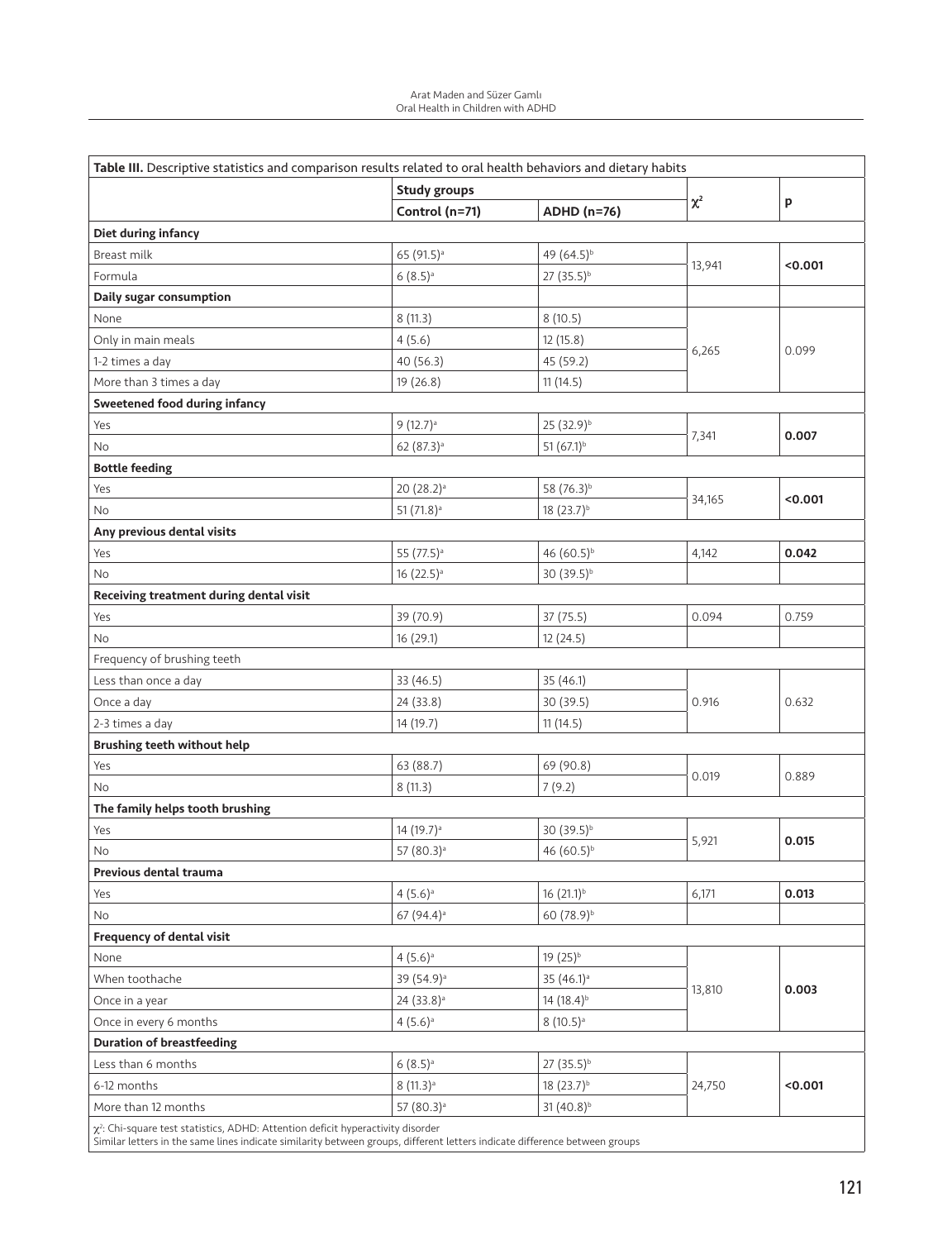**Table III.** Descriptive statistics and comparison results related to oral health behaviors and dietary habits

| | Study groups | | $\chi^2$ | p |
|---|---|---|---|---|
| | Control (n=71) | ADHD (n=76) | | |
| **Diet during infancy** | | | | |
| Breast milk | 65 (91.5)[a] | 49 (64.5)[b] | 13,941 | **<0.001** |
| Formula | 6 (8.5)[a] | 27 (35.5)[b] | | |
| **Daily sugar consumption** | | | | |
| None | 8 (11.3) | 8 (10.5) | 6,265 | 0.099 |
| Only in main meals | 4 (5.6) | 12 (15.8) | | |
| 1-2 times a day | 40 (56.3) | 45 (59.2) | | |
| More than 3 times a day | 19 (26.8) | 11 (14.5) | | |
| **Sweetened food during infancy** | | | | |
| Yes | 9 (12.7)[a] | 25 (32.9)[b] | 7,341 | **0.007** |
| No | 62 (87.3)[a] | 51 (67.1)[b] | | |
| **Bottle feeding** | | | | |
| Yes | 20 (28.2)[a] | 58 (76.3)[b] | 34,165 | **<0.001** |
| No | 51 (71.8)[a] | 18 (23.7)[b] | | |
| **Any previous dental visits** | | | | |
| Yes | 55 (77.5)[a] | 46 (60.5)[b] | 4,142 | **0.042** |
| No | 16 (22.5)[a] | 30 (39.5)[b] | | |
| **Receiving treatment during dental visit** | | | | |
| Yes | 39 (70.9) | 37 (75.5) | 0.094 | 0.759 |
| No | 16 (29.1) | 12 (24.5) | | |
| Frequency of brushing teeth | | | | |
| Less than once a day | 33 (46.5) | 35 (46.1) | 0.916 | 0.632 |
| Once a day | 24 (33.8) | 30 (39.5) | | |
| 2-3 times a day | 14 (19.7) | 11 (14.5) | | |
| **Brushing teeth without help** | | | | |
| Yes | 63 (88.7) | 69 (90.8) | 0.019 | 0.889 |
| No | 8 (11.3) | 7 (9.2) | | |
| **The family helps tooth brushing** | | | | |
| Yes | 14 (19.7)[a] | 30 (39.5)[b] | 5,921 | **0.015** |
| No | 57 (80.3)[a] | 46 (60.5)[b] | | |
| **Previous dental trauma** | | | | |
| Yes | 4 (5.6)[a] | 16 (21.1)[b] | 6,171 | **0.013** |
| No | 67 (94.4)[a] | 60 (78.9)[b] | | |
| **Frequency of dental visit** | | | | |
| None | 4 (5.6)[a] | 19 (25)[b] | 13,810 | **0.003** |
| When toothache | 39 (54.9)[a] | 35 (46.1)[a] | | |
| Once in a year | 24 (33.8)[a] | 14 (18.4)[b] | | |
| Once in every 6 months | 4 (5.6)[a] | 8 (10.5)[a] | | |
| **Duration of breastfeeding** | | | | |
| Less than 6 months | 6 (8.5)[a] | 27 (35.5)[b] | 24,750 | **<0.001** |
| 6-12 months | 8 (11.3)[a] | 18 (23.7)[b] | | |
| More than 12 months | 57 (80.3)[a] | 31 (40.8)[b] | | |

$\chi^2$: Chi-square test statistics, ADHD: Attention deficit hyperactivity disorder
Similar letters in the same lines indicate similarity between groups, different letters indicate difference between groups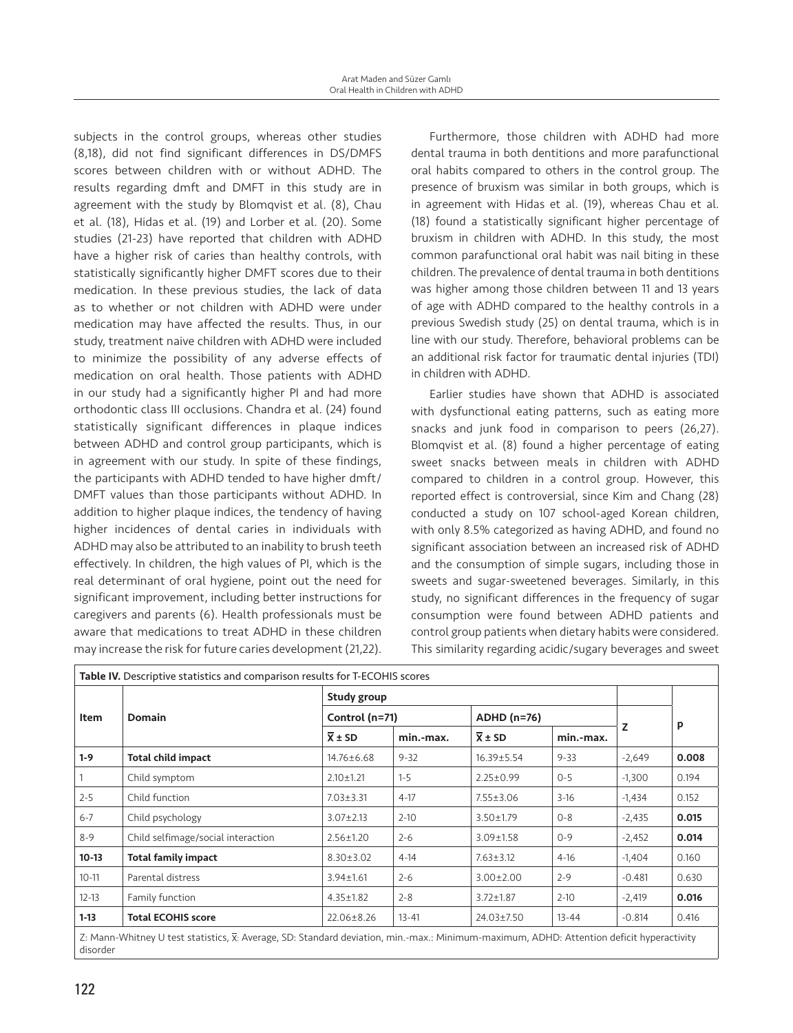subjects in the control groups, whereas other studies (8,18), did not find significant differences in DS/DMFS scores between children with or without ADHD. The results regarding dmft and DMFT in this study are in agreement with the study by Blomqvist et al. (8), Chau et al. (18), Hidas et al. (19) and Lorber et al. (20). Some studies (21-23) have reported that children with ADHD have a higher risk of caries than healthy controls, with statistically significantly higher DMFT scores due to their medication. In these previous studies, the lack of data as to whether or not children with ADHD were under medication may have affected the results. Thus, in our study, treatment naive children with ADHD were included to minimize the possibility of any adverse effects of medication on oral health. Those patients with ADHD in our study had a significantly higher PI and had more orthodontic class III occlusions. Chandra et al. (24) found statistically significant differences in plaque indices between ADHD and control group participants, which is in agreement with our study. In spite of these findings, the participants with ADHD tended to have higher dmft/DMFT values than those participants without ADHD. In addition to higher plaque indices, the tendency of having higher incidences of dental caries in individuals with ADHD may also be attributed to an inability to brush teeth effectively. In children, the high values of PI, which is the real determinant of oral hygiene, point out the need for significant improvement, including better instructions for caregivers and parents (6). Health professionals must be aware that medications to treat ADHD in these children may increase the risk for future caries development (21,22).

Furthermore, those children with ADHD had more dental trauma in both dentitions and more parafunctional oral habits compared to others in the control group. The presence of bruxism was similar in both groups, which is in agreement with Hidas et al. (19), whereas Chau et al. (18) found a statistically significant higher percentage of bruxism in children with ADHD. In this study, the most common parafunctional oral habit was nail biting in these children. The prevalence of dental trauma in both dentitions was higher among those children between 11 and 13 years of age with ADHD compared to the healthy controls in a previous Swedish study (25) on dental trauma, which is in line with our study. Therefore, behavioral problems can be an additional risk factor for traumatic dental injuries (TDI) in children with ADHD.

Earlier studies have shown that ADHD is associated with dysfunctional eating patterns, such as eating more snacks and junk food in comparison to peers (26,27). Blomqvist et al. (8) found a higher percentage of eating sweet snacks between meals in children with ADHD compared to children in a control group. However, this reported effect is controversial, since Kim and Chang (28) conducted a study on 107 school-aged Korean children, with only 8.5% categorized as having ADHD, and found no significant association between an increased risk of ADHD and the consumption of simple sugars, including those in sweets and sugar-sweetened beverages. Similarly, in this study, no significant differences in the frequency of sugar consumption were found between ADHD patients and control group patients when dietary habits were considered. This similarity regarding acidic/sugary beverages and sweet

**Table IV.** Descriptive statistics and comparison results for T-ECOHIS scores

| Item | Domain | Study group | | | | Z | p |
|---|---|---|---|---|---|---|---|
| | | Control (n=71) | | ADHD (n=76) | | | |
| | | $\bar{X}$ ± SD | min.-max. | $\bar{X}$ ± SD | min.-max. | | |
| **1-9** | **Total child impact** | 14.76±6.68 | 9-32 | 16.39±5.54 | 9-33 | -2,649 | **0.008** |
| 1 | Child symptom | 2.10±1.21 | 1-5 | 2.25±0.99 | 0-5 | -1,300 | 0.194 |
| 2-5 | Child function | 7.03±3.31 | 4-17 | 7.55±3.06 | 3-16 | -1,434 | 0.152 |
| 6-7 | Child psychology | 3.07±2.13 | 2-10 | 3.50±1.79 | 0-8 | -2,435 | **0.015** |
| 8-9 | Child selfimage/social interaction | 2.56±1.20 | 2-6 | 3.09±1.58 | 0-9 | -2,452 | **0.014** |
| **10-13** | **Total family impact** | 8.30±3.02 | 4-14 | 7.63±3.12 | 4-16 | -1,404 | 0.160 |
| 10-11 | Parental distress | 3.94±1.61 | 2-6 | 3.00±2.00 | 2-9 | -0.481 | 0.630 |
| 12-13 | Family function | 4.35±1.82 | 2-8 | 3.72±1.87 | 2-10 | -2,419 | **0.016** |
| **1-13** | **Total ECOHIS score** | 22.06±8.26 | 13-41 | 24.03±7.50 | 13-44 | -0.814 | 0.416 |

Z: Mann-Whitney U test statistics, $\bar{x}$: Average, SD: Standard deviation, min.-max.: Minimum-maximum, ADHD: Attention deficit hyperactivity disorder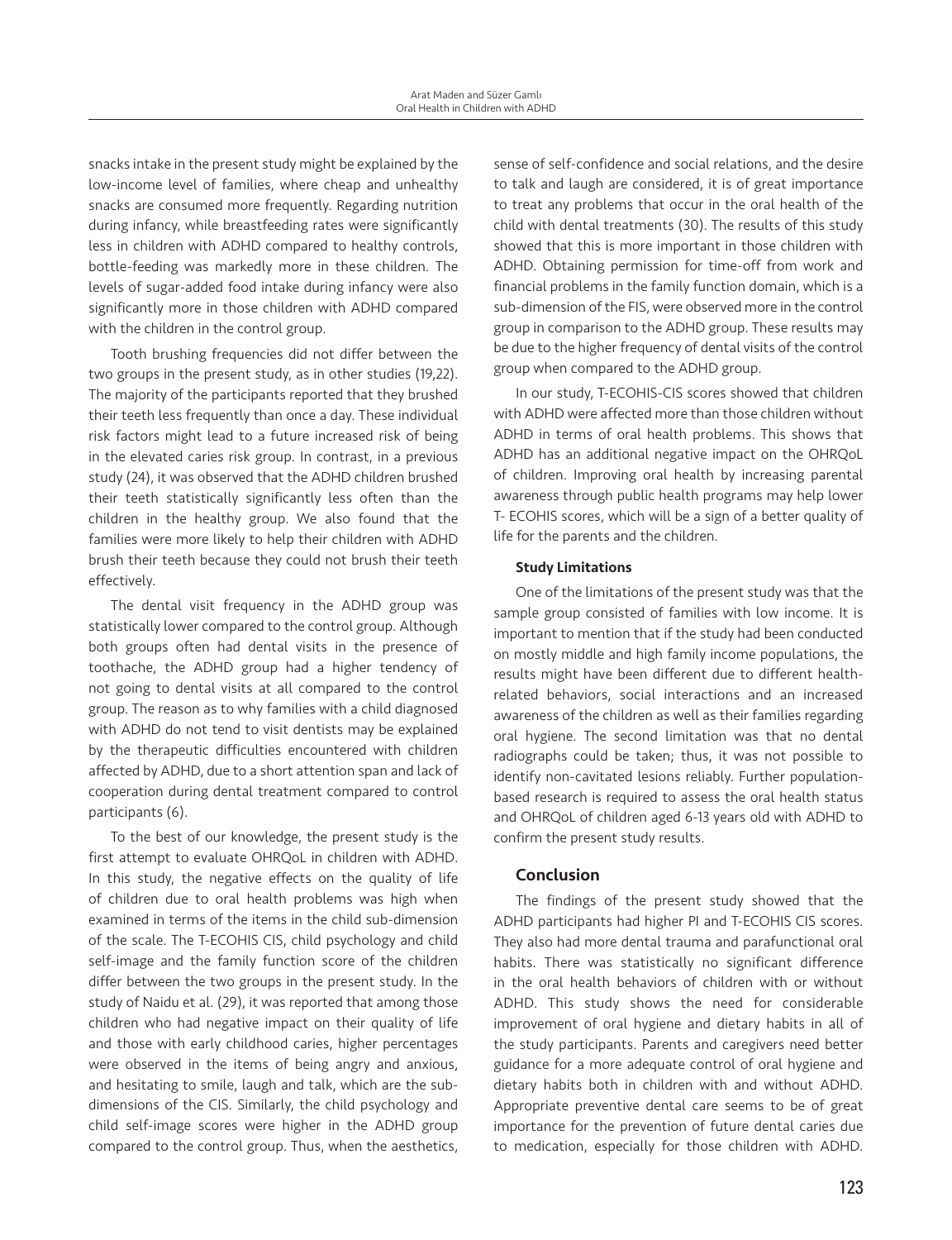snacks intake in the present study might be explained by the low-income level of families, where cheap and unhealthy snacks are consumed more frequently. Regarding nutrition during infancy, while breastfeeding rates were significantly less in children with ADHD compared to healthy controls, bottle-feeding was markedly more in these children. The levels of sugar-added food intake during infancy were also significantly more in those children with ADHD compared with the children in the control group.

Tooth brushing frequencies did not differ between the two groups in the present study, as in other studies (19,22). The majority of the participants reported that they brushed their teeth less frequently than once a day. These individual risk factors might lead to a future increased risk of being in the elevated caries risk group. In contrast, in a previous study (24), it was observed that the ADHD children brushed their teeth statistically significantly less often than the children in the healthy group. We also found that the families were more likely to help their children with ADHD brush their teeth because they could not brush their teeth effectively.

The dental visit frequency in the ADHD group was statistically lower compared to the control group. Although both groups often had dental visits in the presence of toothache, the ADHD group had a higher tendency of not going to dental visits at all compared to the control group. The reason as to why families with a child diagnosed with ADHD do not tend to visit dentists may be explained by the therapeutic difficulties encountered with children affected by ADHD, due to a short attention span and lack of cooperation during dental treatment compared to control participants (6).

To the best of our knowledge, the present study is the first attempt to evaluate OHRQoL in children with ADHD. In this study, the negative effects on the quality of life of children due to oral health problems was high when examined in terms of the items in the child sub-dimension of the scale. The T-ECOHIS CIS, child psychology and child self-image and the family function score of the children differ between the two groups in the present study. In the study of Naidu et al. (29), it was reported that among those children who had negative impact on their quality of life and those with early childhood caries, higher percentages were observed in the items of being angry and anxious, and hesitating to smile, laugh and talk, which are the sub-dimensions of the CIS. Similarly, the child psychology and child self-image scores were higher in the ADHD group compared to the control group. Thus, when the aesthetics, sense of self-confidence and social relations, and the desire to talk and laugh are considered, it is of great importance to treat any problems that occur in the oral health of the child with dental treatments (30). The results of this study showed that this is more important in those children with ADHD. Obtaining permission for time-off from work and financial problems in the family function domain, which is a sub-dimension of the FIS, were observed more in the control group in comparison to the ADHD group. These results may be due to the higher frequency of dental visits of the control group when compared to the ADHD group.

In our study, T-ECOHIS-CIS scores showed that children with ADHD were affected more than those children without ADHD in terms of oral health problems. This shows that ADHD has an additional negative impact on the OHRQoL of children. Improving oral health by increasing parental awareness through public health programs may help lower T- ECOHIS scores, which will be a sign of a better quality of life for the parents and the children.

### Study Limitations

One of the limitations of the present study was that the sample group consisted of families with low income. It is important to mention that if the study had been conducted on mostly middle and high family income populations, the results might have been different due to different health-related behaviors, social interactions and an increased awareness of the children as well as their families regarding oral hygiene. The second limitation was that no dental radiographs could be taken; thus, it was not possible to identify non-cavitated lesions reliably. Further population-based research is required to assess the oral health status and OHRQoL of children aged 6-13 years old with ADHD to confirm the present study results.

## Conclusion

The findings of the present study showed that the ADHD participants had higher PI and T-ECOHIS CIS scores. They also had more dental trauma and parafunctional oral habits. There was statistically no significant difference in the oral health behaviors of children with or without ADHD. This study shows the need for considerable improvement of oral hygiene and dietary habits in all of the study participants. Parents and caregivers need better guidance for a more adequate control of oral hygiene and dietary habits both in children with and without ADHD. Appropriate preventive dental care seems to be of great importance for the prevention of future dental caries due to medication, especially for those children with ADHD.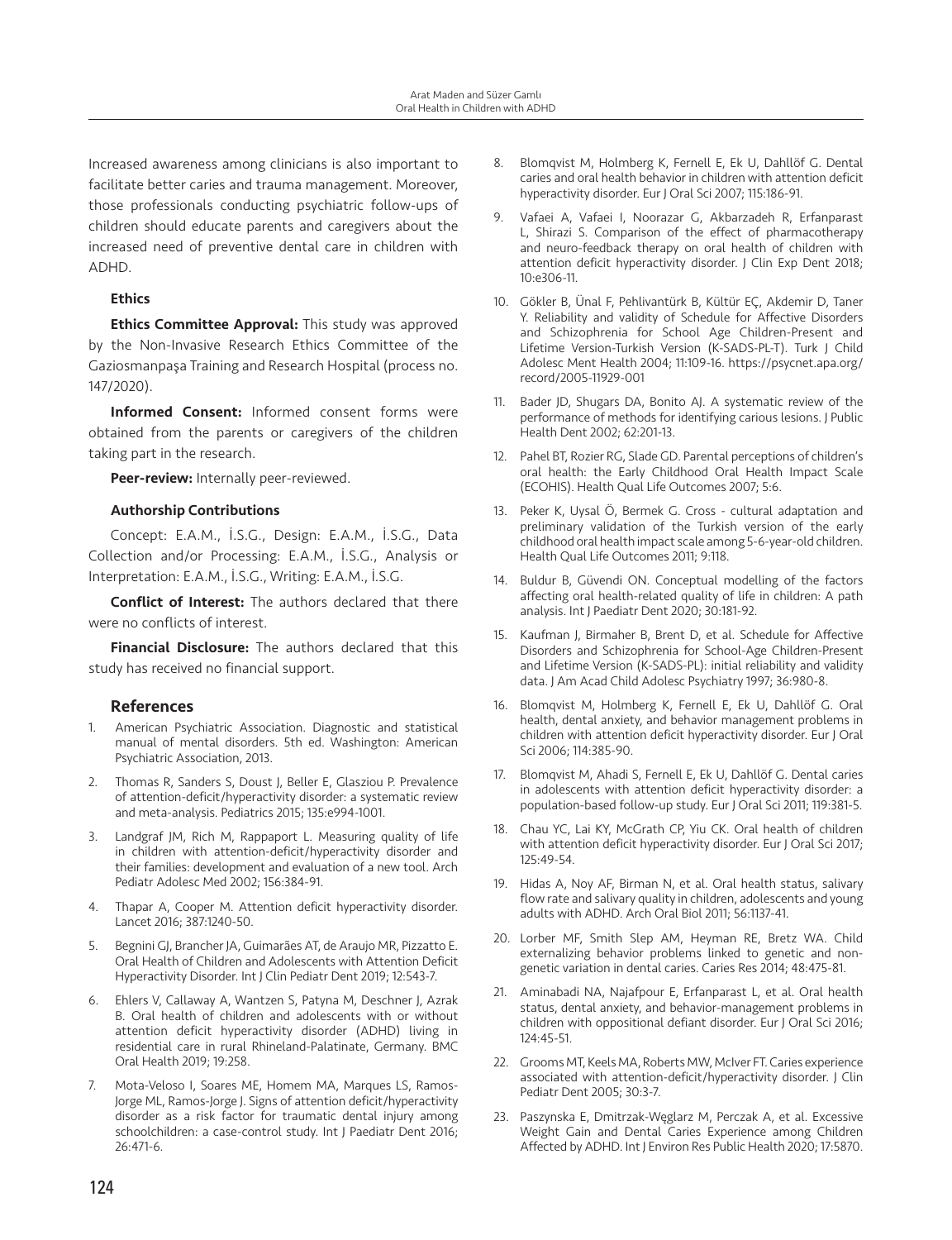Increased awareness among clinicians is also important to facilitate better caries and trauma management. Moreover, those professionals conducting psychiatric follow-ups of children should educate parents and caregivers about the increased need of preventive dental care in children with ADHD.

**Ethics**

**Ethics Committee Approval:** This study was approved by the Non-Invasive Research Ethics Committee of the Gaziosmanpaşa Training and Research Hospital (process no. 147/2020).

**Informed Consent:** Informed consent forms were obtained from the parents or caregivers of the children taking part in the research.

**Peer-review:** Internally peer-reviewed.

**Authorship Contributions**

Concept: E.A.M., İ.S.G., Design: E.A.M., İ.S.G., Data Collection and/or Processing: E.A.M., İ.S.G., Analysis or Interpretation: E.A.M., İ.S.G., Writing: E.A.M., İ.S.G.

**Conflict of Interest:** The authors declared that there were no conflicts of interest.

**Financial Disclosure:** The authors declared that this study has received no financial support.

## References

1. American Psychiatric Association. Diagnostic and statistical manual of mental disorders. 5th ed. Washington: American Psychiatric Association, 2013.
2. Thomas R, Sanders S, Doust J, Beller E, Glasziou P. Prevalence of attention-deficit/hyperactivity disorder: a systematic review and meta-analysis. Pediatrics 2015; 135:e994-1001.
3. Landgraf JM, Rich M, Rappaport L. Measuring quality of life in children with attention-deficit/hyperactivity disorder and their families: development and evaluation of a new tool. Arch Pediatr Adolesc Med 2002; 156:384-91.
4. Thapar A, Cooper M. Attention deficit hyperactivity disorder. Lancet 2016; 387:1240-50.
5. Begnini GJ, Brancher JA, Guimarães AT, de Araujo MR, Pizzatto E. Oral Health of Children and Adolescents with Attention Deficit Hyperactivity Disorder. Int J Clin Pediatr Dent 2019; 12:543-7.
6. Ehlers V, Callaway A, Wantzen S, Patyna M, Deschner J, Azrak B. Oral health of children and adolescents with or without attention deficit hyperactivity disorder (ADHD) living in residential care in rural Rhineland-Palatinate, Germany. BMC Oral Health 2019; 19:258.
7. Mota-Veloso I, Soares ME, Homem MA, Marques LS, Ramos-Jorge ML, Ramos-Jorge J. Signs of attention deficit/hyperactivity disorder as a risk factor for traumatic dental injury among schoolchildren: a case-control study. Int J Paediatr Dent 2016; 26:471-6.
8. Blomqvist M, Holmberg K, Fernell E, Ek U, Dahllöf G. Dental caries and oral health behavior in children with attention deficit hyperactivity disorder. Eur J Oral Sci 2007; 115:186-91.
9. Vafaei A, Vafaei I, Noorazar G, Akbarzadeh R, Erfanparast L, Shirazi S. Comparison of the effect of pharmacotherapy and neuro-feedback therapy on oral health of children with attention deficit hyperactivity disorder. J Clin Exp Dent 2018; 10:e306-11.
10. Gökler B, Ünal F, Pehlivantürk B, Kültür EÇ, Akdemir D, Taner Y. Reliability and validity of Schedule for Affective Disorders and Schizophrenia for School Age Children-Present and Lifetime Version-Turkish Version (K-SADS-PL-T). Turk J Child Adolesc Ment Health 2004; 11:109-16. https://psycnet.apa.org/record/2005-11929-001
11. Bader JD, Shugars DA, Bonito AJ. A systematic review of the performance of methods for identifying carious lesions. J Public Health Dent 2002; 62:201-13.
12. Pahel BT, Rozier RG, Slade GD. Parental perceptions of children's oral health: the Early Childhood Oral Health Impact Scale (ECOHIS). Health Qual Life Outcomes 2007; 5:6.
13. Peker K, Uysal Ö, Bermek G. Cross - cultural adaptation and preliminary validation of the Turkish version of the early childhood oral health impact scale among 5-6-year-old children. Health Qual Life Outcomes 2011; 9:118.
14. Buldur B, Güvendi ON. Conceptual modelling of the factors affecting oral health-related quality of life in children: A path analysis. Int J Paediatr Dent 2020; 30:181-92.
15. Kaufman J, Birmaher B, Brent D, et al. Schedule for Affective Disorders and Schizophrenia for School-Age Children-Present and Lifetime Version (K-SADS-PL): initial reliability and validity data. J Am Acad Child Adolesc Psychiatry 1997; 36:980-8.
16. Blomqvist M, Holmberg K, Fernell E, Ek U, Dahllöf G. Oral health, dental anxiety, and behavior management problems in children with attention deficit hyperactivity disorder. Eur J Oral Sci 2006; 114:385-90.
17. Blomqvist M, Ahadi S, Fernell E, Ek U, Dahllöf G. Dental caries in adolescents with attention deficit hyperactivity disorder: a population-based follow-up study. Eur J Oral Sci 2011; 119:381-5.
18. Chau YC, Lai KY, McGrath CP, Yiu CK. Oral health of children with attention deficit hyperactivity disorder. Eur J Oral Sci 2017; 125:49-54.
19. Hidas A, Noy AF, Birman N, et al. Oral health status, salivary flow rate and salivary quality in children, adolescents and young adults with ADHD. Arch Oral Biol 2011; 56:1137-41.
20. Lorber MF, Smith Slep AM, Heyman RE, Bretz WA. Child externalizing behavior problems linked to genetic and non-genetic variation in dental caries. Caries Res 2014; 48:475-81.
21. Aminabadi NA, Najafpour E, Erfanparast L, et al. Oral health status, dental anxiety, and behavior-management problems in children with oppositional defiant disorder. Eur J Oral Sci 2016; 124:45-51.
22. Grooms MT, Keels MA, Roberts MW, McIver FT. Caries experience associated with attention-deficit/hyperactivity disorder. J Clin Pediatr Dent 2005; 30:3-7.
23. Paszynska E, Dmitrzak-Węglarz M, Perczak A, et al. Excessive Weight Gain and Dental Caries Experience among Children Affected by ADHD. Int J Environ Res Public Health 2020; 17:5870.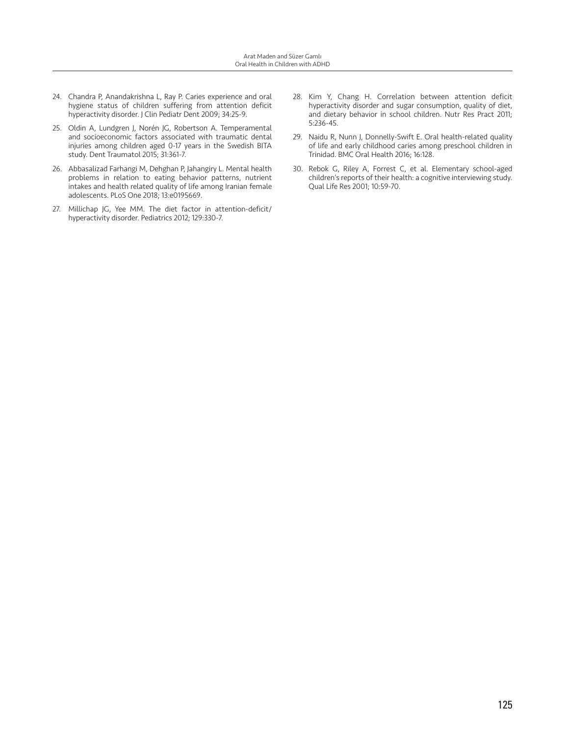24. Chandra P, Anandakrishna L, Ray P. Caries experience and oral hygiene status of children suffering from attention deficit hyperactivity disorder. J Clin Pediatr Dent 2009; 34:25-9.
25. Oldin A, Lundgren J, Norén JG, Robertson A. Temperamental and socioeconomic factors associated with traumatic dental injuries among children aged 0-17 years in the Swedish BITA study. Dent Traumatol 2015; 31:361-7.
26. Abbasalizad Farhangi M, Dehghan P, Jahangiry L. Mental health problems in relation to eating behavior patterns, nutrient intakes and health related quality of life among Iranian female adolescents. PLoS One 2018; 13:e0195669.
27. Millichap JG, Yee MM. The diet factor in attention-deficit/hyperactivity disorder. Pediatrics 2012; 129:330-7.
28. Kim Y, Chang H. Correlation between attention deficit hyperactivity disorder and sugar consumption, quality of diet, and dietary behavior in school children. Nutr Res Pract 2011; 5:236-45.
29. Naidu R, Nunn J, Donnelly-Swift E. Oral health-related quality of life and early childhood caries among preschool children in Trinidad. BMC Oral Health 2016; 16:128.
30. Rebok G, Riley A, Forrest C, et al. Elementary school-aged children's reports of their health: a cognitive interviewing study. Qual Life Res 2001; 10:59-70.